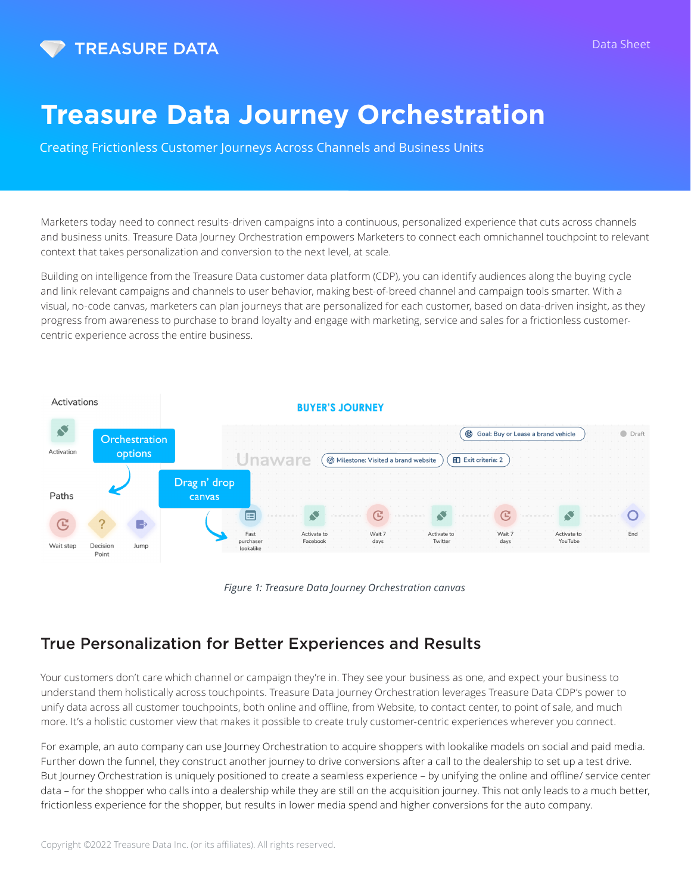# Treasure Data Journey Orchestration

Creating Frictionless Customer Journeys Across Channels and Business Units

Marketers today need to connect results-driven campaigns into a continuous, personalized experience that cuts across channels and business units. Treasure Data Journey Orchestration empowers Marketers to connect each omnichannel touchpoint to relevant context that takes personalization and conversion to the next level, at scale.

Building on intelligence from the Treasure Data customer data platform (CDP), you can identify audiences along the buying cycle and link relevant campaigns and channels to user behavior, making best-of-breed channel and campaign tools smarter. With a visual, no-code canvas, marketers can plan journeys that are personalized for each customer, based on data-driven insight, as they progress from awareness to purchase to brand loyalty and engage with marketing, service and sales for a frictionless customer-centric experience across the entire business.

*Figure 1: Treasure Data Journey Orchestration canvas*

## True Personalization for Better Experiences and Results

Your customers don't care which channel or campaign they're in. They see your business as one, and expect your business to understand them holistically across touchpoints. Treasure Data Journey Orchestration leverages Treasure Data CDP's power to unify data across all customer touchpoints, both online and offline, from Website, to contact center, to point of sale, and much more. It's a holistic customer view that makes it possible to create truly customer-centric experiences wherever you connect.

For example, an auto company can use Journey Orchestration to acquire shoppers with lookalike models on social and paid media. Further down the funnel, they construct another journey to drive conversions after a call to the dealership to set up a test drive. But Journey Orchestration is uniquely positioned to create a seamless experience – by unifying the online and offline/ service center data – for the shopper who calls into a dealership while they are still on the acquisition journey. This not only leads to a much better, frictionless experience for the shopper, but results in lower media spend and higher conversions for the auto company.

Copyright ©2022 Treasure Data Inc. (or its affiliates). All rights reserved.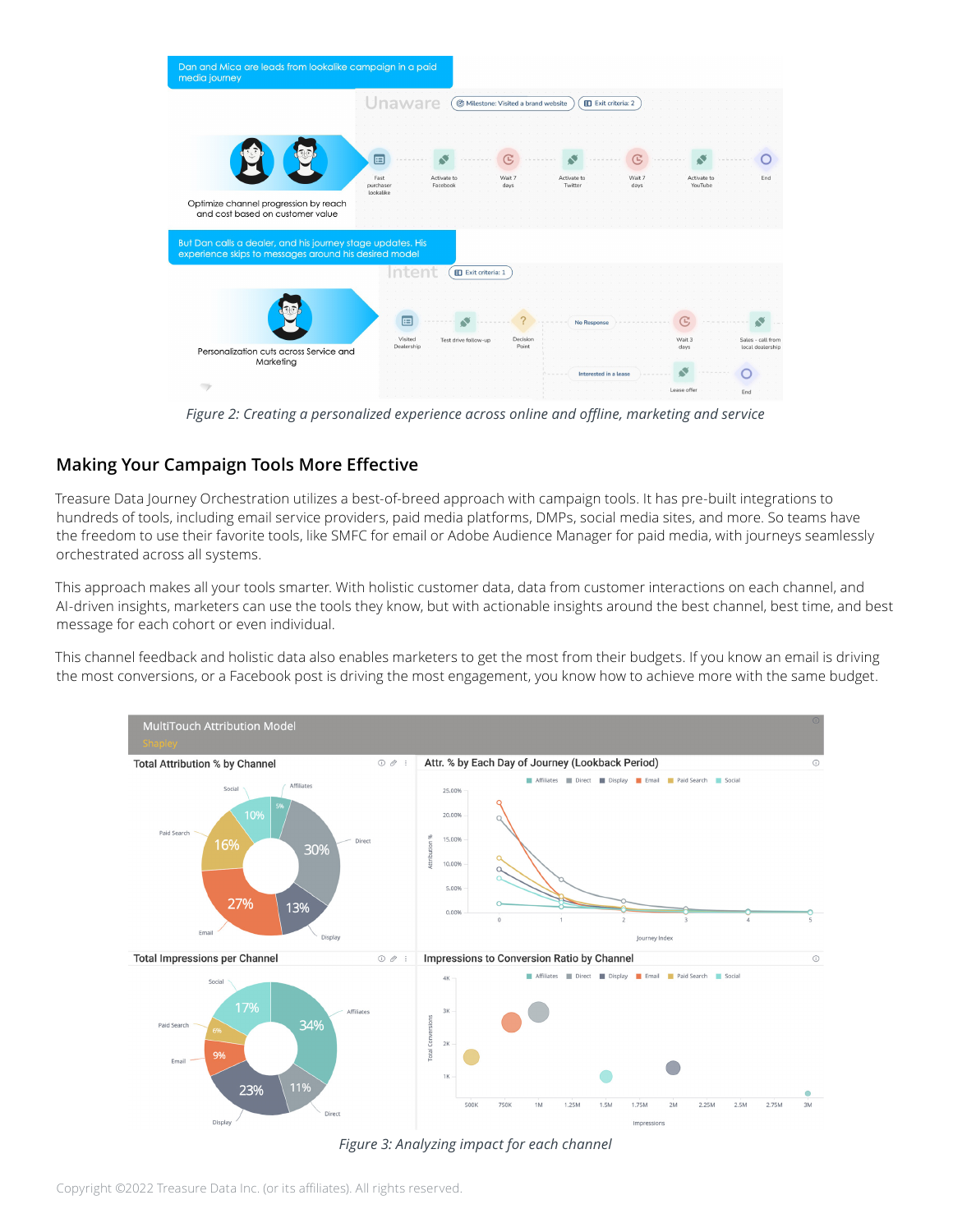*Figure 2: Creating a personalized experience across online and offline, marketing and service*

## Making Your Campaign Tools More Effective

Treasure Data Journey Orchestration utilizes a best-of-breed approach with campaign tools. It has pre-built integrations to hundreds of tools, including email service providers, paid media platforms, DMPs, social media sites, and more. So teams have the freedom to use their favorite tools, like SMFC for email or Adobe Audience Manager for paid media, with journeys seamlessly orchestrated across all systems.

This approach makes all your tools smarter. With holistic customer data, data from customer interactions on each channel, and AI-driven insights, marketers can use the tools they know, but with actionable insights around the best channel, best time, and best message for each cohort or even individual.

This channel feedback and holistic data also enables marketers to get the most from their budgets. If you know an email is driving the most conversions, or a Facebook post is driving the most engagement, you know how to achieve more with the same budget.

*Figure 3: Analyzing impact for each channel*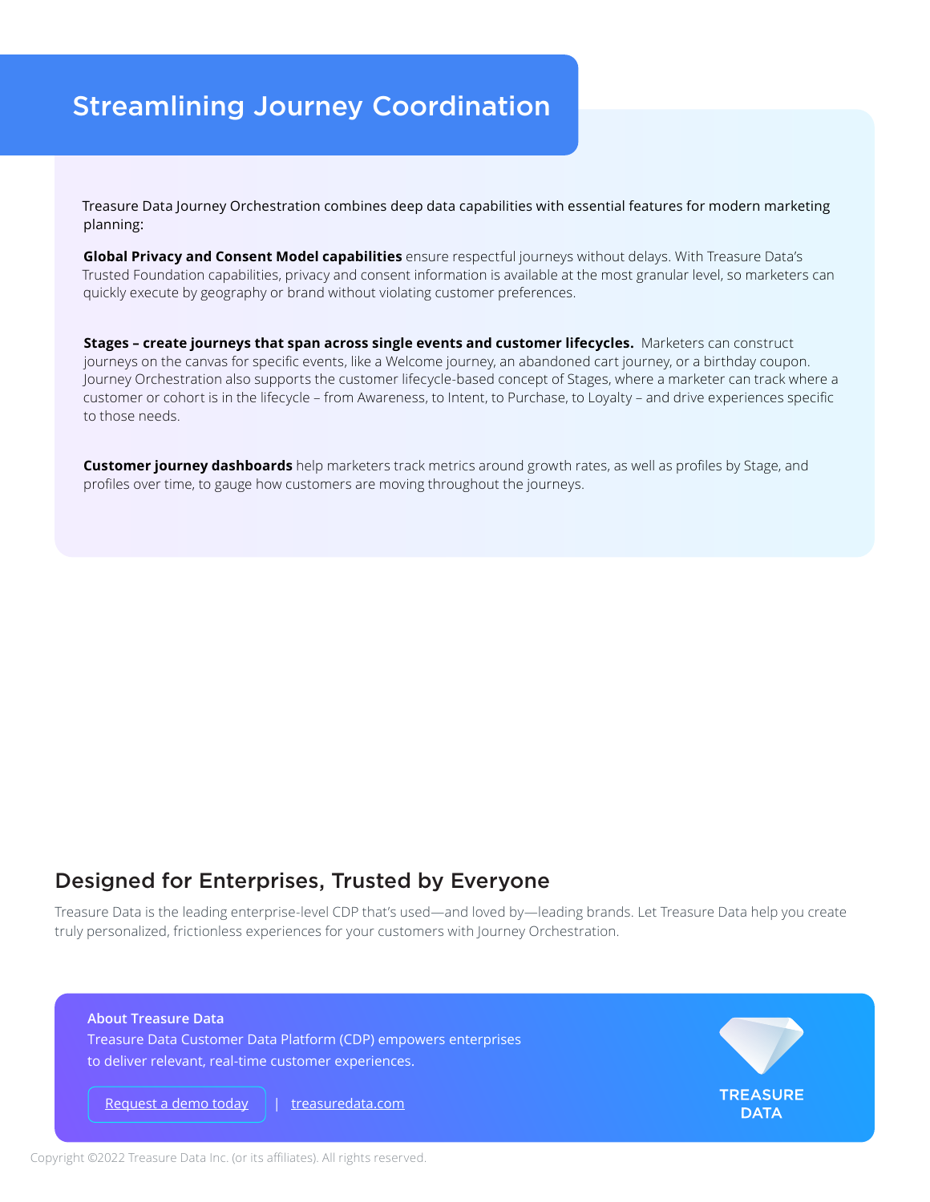## Streamlining Journey Coordination

Treasure Data Journey Orchestration combines deep data capabilities with essential features for modern marketing planning:

**Global Privacy and Consent Model capabilities** ensure respectful journeys without delays. With Treasure Data's Trusted Foundation capabilities, privacy and consent information is available at the most granular level, so marketers can quickly execute by geography or brand without violating customer preferences.

**Stages – create journeys that span across single events and customer lifecycles.** Marketers can construct journeys on the canvas for specific events, like a Welcome journey, an abandoned cart journey, or a birthday coupon. Journey Orchestration also supports the customer lifecycle-based concept of Stages, where a marketer can track where a customer or cohort is in the lifecycle – from Awareness, to Intent, to Purchase, to Loyalty – and drive experiences specific to those needs.

**Customer journey dashboards** help marketers track metrics around growth rates, as well as profiles by Stage, and profiles over time, to gauge how customers are moving throughout the journeys.

## Designed for Enterprises, Trusted by Everyone

Treasure Data is the leading enterprise-level CDP that's used—and loved by—leading brands. Let Treasure Data help you create truly personalized, frictionless experiences for your customers with Journey Orchestration.

**About Treasure Data**
Treasure Data Customer Data Platform (CDP) empowers enterprises to deliver relevant, real-time customer experiences.

Request a demo today | treasuredata.com

TREASURE DATA

Copyright ©2022 Treasure Data Inc. (or its affiliates). All rights reserved.